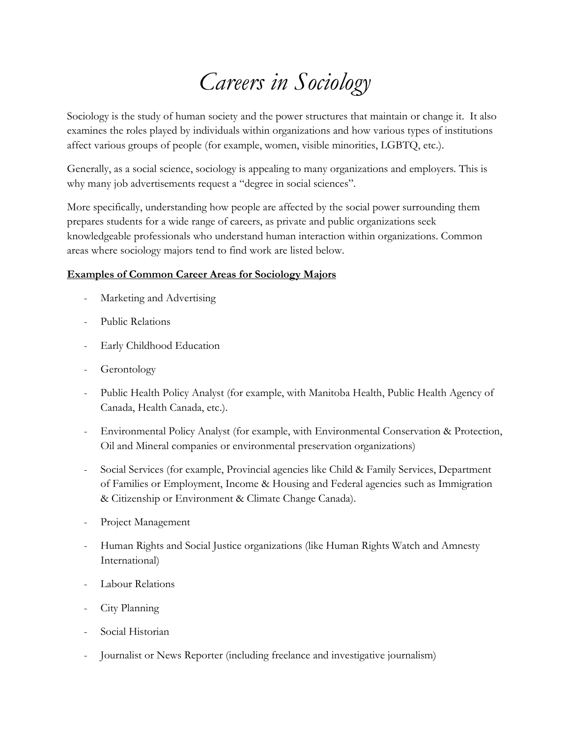# *Careers in Sociology*

Sociology is the study of human society and the power structures that maintain or change it. It also examines the roles played by individuals within organizations and how various types of institutions affect various groups of people (for example, women, visible minorities, LGBTQ, etc.).

Generally, as a social science, sociology is appealing to many organizations and employers. This is why many job advertisements request a "degree in social sciences".

More specifically, understanding how people are affected by the social power surrounding them prepares students for a wide range of careers, as private and public organizations seek knowledgeable professionals who understand human interaction within organizations. Common areas where sociology majors tend to find work are listed below.

**Examples of Common Career Areas for Sociology Majors**

- Marketing and Advertising
- Public Relations
- Early Childhood Education
- Gerontology
- Public Health Policy Analyst (for example, with Manitoba Health, Public Health Agency of Canada, Health Canada, etc.).
- Environmental Policy Analyst (for example, with Environmental Conservation & Protection, Oil and Mineral companies or environmental preservation organizations)
- Social Services (for example, Provincial agencies like Child & Family Services, Department of Families or Employment, Income & Housing and Federal agencies such as Immigration & Citizenship or Environment & Climate Change Canada).
- Project Management
- Human Rights and Social Justice organizations (like Human Rights Watch and Amnesty International)
- Labour Relations
- City Planning
- Social Historian
- Journalist or News Reporter (including freelance and investigative journalism)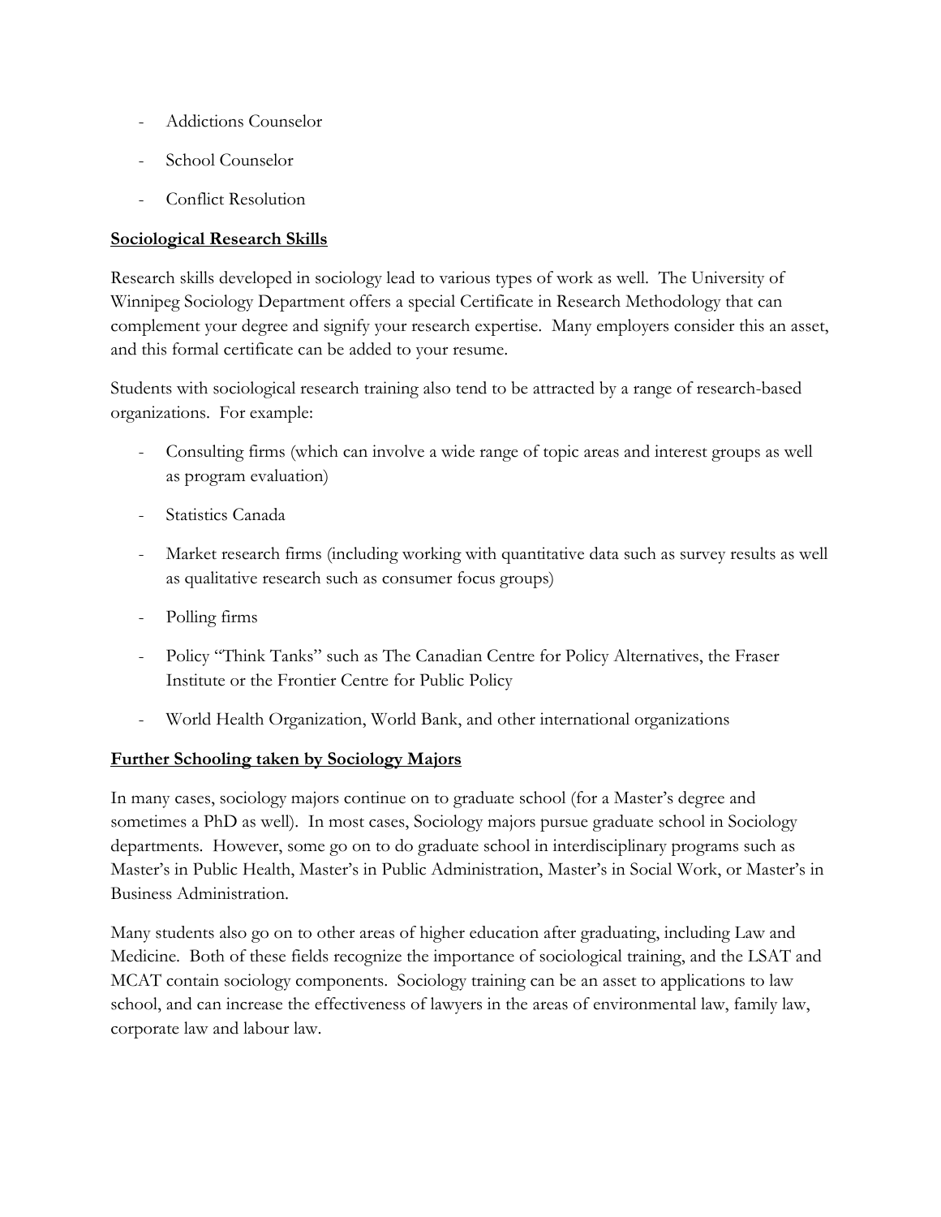- Addictions Counselor
- School Counselor
- Conflict Resolution

**Sociological Research Skills**

Research skills developed in sociology lead to various types of work as well. The University of Winnipeg Sociology Department offers a special Certificate in Research Methodology that can complement your degree and signify your research expertise. Many employers consider this an asset, and this formal certificate can be added to your resume.

Students with sociological research training also tend to be attracted by a range of research-based organizations. For example:

- Consulting firms (which can involve a wide range of topic areas and interest groups as well as program evaluation)
- Statistics Canada
- Market research firms (including working with quantitative data such as survey results as well as qualitative research such as consumer focus groups)
- Polling firms
- Policy "Think Tanks" such as The Canadian Centre for Policy Alternatives, the Fraser Institute or the Frontier Centre for Public Policy
- World Health Organization, World Bank, and other international organizations

**Further Schooling taken by Sociology Majors**

In many cases, sociology majors continue on to graduate school (for a Master's degree and sometimes a PhD as well). In most cases, Sociology majors pursue graduate school in Sociology departments. However, some go on to do graduate school in interdisciplinary programs such as Master's in Public Health, Master's in Public Administration, Master's in Social Work, or Master's in Business Administration.

Many students also go on to other areas of higher education after graduating, including Law and Medicine. Both of these fields recognize the importance of sociological training, and the LSAT and MCAT contain sociology components. Sociology training can be an asset to applications to law school, and can increase the effectiveness of lawyers in the areas of environmental law, family law, corporate law and labour law.